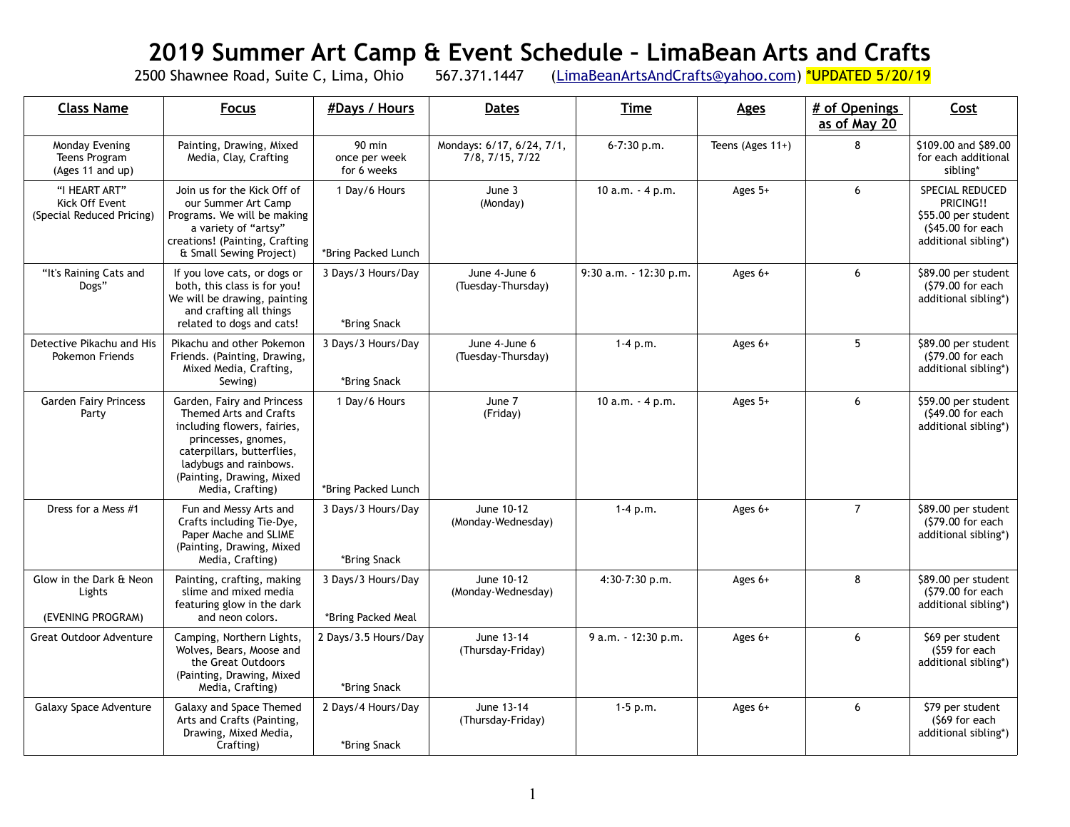# 2019 Summer Art Camp & Event Schedule – LimaBean Arts and Crafts

2500 Shawnee Road, Suite C, Lima, Ohio 567.371.1447 (LimaBeanArtsAndCrafts@yahoo.com) *UPDATED 5/20/19

| Class Name | Focus | #Days / Hours | Dates | Time | Ages | # of Openings as of May 20 | Cost |
|---|---|---|---|---|---|---|---|
| Monday Evening Teens Program (Ages 11 and up) | Painting, Drawing, Mixed Media, Clay, Crafting | 90 min once per week for 6 weeks | Mondays: 6/17, 6/24, 7/1, 7/8, 7/15, 7/22 | 6-7:30 p.m. | Teens (Ages 11+) | 8 | $109.00 and $89.00 for each additional sibling* |
| "I HEART ART" Kick Off Event (Special Reduced Pricing) | Join us for the Kick Off of our Summer Art Camp Programs. We will be making a variety of "artsy" creations! (Painting, Crafting & Small Sewing Project) | 1 Day/6 Hours *Bring Packed Lunch | June 3 (Monday) | 10 a.m. - 4 p.m. | Ages 5+ | 6 | SPECIAL REDUCED PRICING!! $55.00 per student ($45.00 for each additional sibling*) |
| "It's Raining Cats and Dogs" | If you love cats, or dogs or both, this class is for you! We will be drawing, painting and crafting all things related to dogs and cats! | 3 Days/3 Hours/Day *Bring Snack | June 4-June 6 (Tuesday-Thursday) | 9:30 a.m. - 12:30 p.m. | Ages 6+ | 6 | $89.00 per student ($79.00 for each additional sibling*) |
| Detective Pikachu and His Pokemon Friends | Pikachu and other Pokemon Friends. (Painting, Drawing, Mixed Media, Crafting, Sewing) | 3 Days/3 Hours/Day *Bring Snack | June 4-June 6 (Tuesday-Thursday) | 1-4 p.m. | Ages 6+ | 5 | $89.00 per student ($79.00 for each additional sibling*) |
| Garden Fairy Princess Party | Garden, Fairy and Princess Themed Arts and Crafts including flowers, fairies, princesses, gnomes, caterpillars, butterflies, ladybugs and rainbows. (Painting, Drawing, Mixed Media, Crafting) | 1 Day/6 Hours *Bring Packed Lunch | June 7 (Friday) | 10 a.m. - 4 p.m. | Ages 5+ | 6 | $59.00 per student ($49.00 for each additional sibling*) |
| Dress for a Mess #1 | Fun and Messy Arts and Crafts including Tie-Dye, Paper Mache and SLIME (Painting, Drawing, Mixed Media, Crafting) | 3 Days/3 Hours/Day *Bring Snack | June 10-12 (Monday-Wednesday) | 1-4 p.m. | Ages 6+ | 7 | $89.00 per student ($79.00 for each additional sibling*) |
| Glow in the Dark & Neon Lights (EVENING PROGRAM) | Painting, crafting, making slime and mixed media featuring glow in the dark and neon colors. | 3 Days/3 Hours/Day *Bring Packed Meal | June 10-12 (Monday-Wednesday) | 4:30-7:30 p.m. | Ages 6+ | 8 | $89.00 per student ($79.00 for each additional sibling*) |
| Great Outdoor Adventure | Camping, Northern Lights, Wolves, Bears, Moose and the Great Outdoors (Painting, Drawing, Mixed Media, Crafting) | 2 Days/3.5 Hours/Day *Bring Snack | June 13-14 (Thursday-Friday) | 9 a.m. - 12:30 p.m. | Ages 6+ | 6 | $69 per student ($59 for each additional sibling*) |
| Galaxy Space Adventure | Galaxy and Space Themed Arts and Crafts (Painting, Drawing, Mixed Media, Crafting) | 2 Days/4 Hours/Day *Bring Snack | June 13-14 (Thursday-Friday) | 1-5 p.m. | Ages 6+ | 6 | $79 per student ($69 for each additional sibling*) |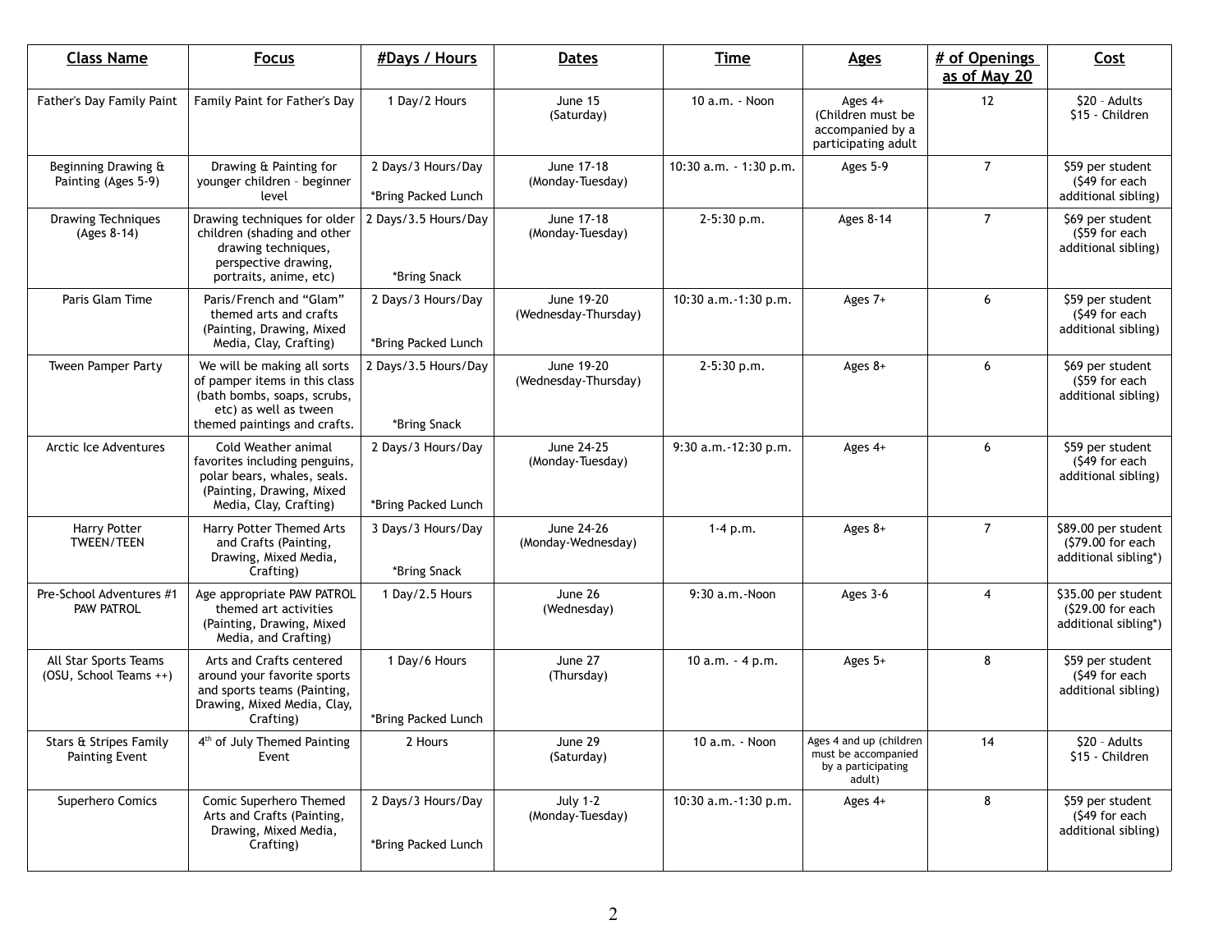| Class Name | Focus | #Days / Hours | Dates | Time | Ages | # of Openings as of May 20 | Cost |
|---|---|---|---|---|---|---|---|
| Father's Day Family Paint | Family Paint for Father's Day | 1 Day/2 Hours | June 15 (Saturday) | 10 a.m. - Noon | Ages 4+ (Children must be accompanied by a participating adult | 12 | $20 – Adults $15 - Children |
| Beginning Drawing & Painting (Ages 5-9) | Drawing & Painting for younger children – beginner level | 2 Days/3 Hours/Day *Bring Packed Lunch | June 17-18 (Monday-Tuesday) | 10:30 a.m. - 1:30 p.m. | Ages 5-9 | 7 | $59 per student ($49 for each additional sibling) |
| Drawing Techniques (Ages 8-14) | Drawing techniques for older children (shading and other drawing techniques, perspective drawing, portraits, anime, etc) | 2 Days/3.5 Hours/Day *Bring Snack | June 17-18 (Monday-Tuesday) | 2-5:30 p.m. | Ages 8-14 | 7 | $69 per student ($59 for each additional sibling) |
| Paris Glam Time | Paris/French and "Glam" themed arts and crafts (Painting, Drawing, Mixed Media, Clay, Crafting) | 2 Days/3 Hours/Day *Bring Packed Lunch | June 19-20 (Wednesday-Thursday) | 10:30 a.m.-1:30 p.m. | Ages 7+ | 6 | $59 per student ($49 for each additional sibling) |
| Tween Pamper Party | We will be making all sorts of pamper items in this class (bath bombs, soaps, scrubs, etc) as well as tween themed paintings and crafts. | 2 Days/3.5 Hours/Day *Bring Snack | June 19-20 (Wednesday-Thursday) | 2-5:30 p.m. | Ages 8+ | 6 | $69 per student ($59 for each additional sibling) |
| Arctic Ice Adventures | Cold Weather animal favorites including penguins, polar bears, whales, seals. (Painting, Drawing, Mixed Media, Clay, Crafting) | 2 Days/3 Hours/Day *Bring Packed Lunch | June 24-25 (Monday-Tuesday) | 9:30 a.m.-12:30 p.m. | Ages 4+ | 6 | $59 per student ($49 for each additional sibling) |
| Harry Potter TWEEN/TEEN | Harry Potter Themed Arts and Crafts (Painting, Drawing, Mixed Media, Crafting) | 3 Days/3 Hours/Day *Bring Snack | June 24-26 (Monday-Wednesday) | 1-4 p.m. | Ages 8+ | 7 | $89.00 per student ($79.00 for each additional sibling*) |
| Pre-School Adventures #1 PAW PATROL | Age appropriate PAW PATROL themed art activities (Painting, Drawing, Mixed Media, and Crafting) | 1 Day/2.5 Hours | June 26 (Wednesday) | 9:30 a.m.-Noon | Ages 3-6 | 4 | $35.00 per student ($29.00 for each additional sibling*) |
| All Star Sports Teams (OSU, School Teams ++) | Arts and Crafts centered around your favorite sports and sports teams (Painting, Drawing, Mixed Media, Clay, Crafting) | 1 Day/6 Hours *Bring Packed Lunch | June 27 (Thursday) | 10 a.m. - 4 p.m. | Ages 5+ | 8 | $59 per student ($49 for each additional sibling) |
| Stars & Stripes Family Painting Event | 4th of July Themed Painting Event | 2 Hours | June 29 (Saturday) | 10 a.m. - Noon | Ages 4 and up (children must be accompanied by a participating adult) | 14 | $20 – Adults $15 - Children |
| Superhero Comics | Comic Superhero Themed Arts and Crafts (Painting, Drawing, Mixed Media, Crafting) | 2 Days/3 Hours/Day *Bring Packed Lunch | July 1-2 (Monday-Tuesday) | 10:30 a.m.-1:30 p.m. | Ages 4+ | 8 | $59 per student ($49 for each additional sibling) |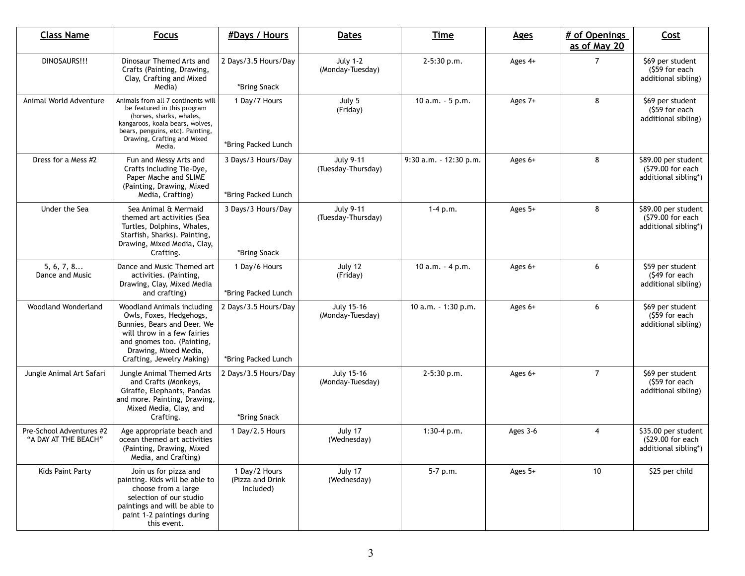| Class Name | Focus | #Days / Hours | Dates | Time | Ages | # of Openings as of May 20 | Cost |
|---|---|---|---|---|---|---|---|
| DINOSAURS!!! | Dinosaur Themed Arts and Crafts (Painting, Drawing, Clay, Crafting and Mixed Media) | 2 Days/3.5 Hours/Day<br><br>*Bring Snack | July 1-2<br>(Monday-Tuesday) | 2-5:30 p.m. | Ages 4+ | 7 | $69 per student ($59 for each additional sibling) |
| Animal World Adventure | Animals from all 7 continents will be featured in this program (horses, sharks, whales, kangaroos, koala bears, wolves, bears, penguins, etc). Painting, Drawing, Crafting and Mixed Media. | 1 Day/7 Hours<br><br>*Bring Packed Lunch | July 5<br>(Friday) | 10 a.m. - 5 p.m. | Ages 7+ | 8 | $69 per student ($59 for each additional sibling) |
| Dress for a Mess #2 | Fun and Messy Arts and Crafts including Tie-Dye, Paper Mache and SLIME (Painting, Drawing, Mixed Media, Crafting) | 3 Days/3 Hours/Day<br><br>*Bring Packed Lunch | July 9-11<br>(Tuesday-Thursday) | 9:30 a.m. - 12:30 p.m. | Ages 6+ | 8 | $89.00 per student ($79.00 for each additional sibling*) |
| Under the Sea | Sea Animal & Mermaid themed art activities (Sea Turtles, Dolphins, Whales, Starfish, Sharks). Painting, Drawing, Mixed Media, Clay, Crafting. | 3 Days/3 Hours/Day<br><br>*Bring Snack | July 9-11<br>(Tuesday-Thursday) | 1-4 p.m. | Ages 5+ | 8 | $89.00 per student ($79.00 for each additional sibling*) |
| 5, 6, 7, 8...<br>Dance and Music | Dance and Music Themed art activities. (Painting, Drawing, Clay, Mixed Media and crafting) | 1 Day/6 Hours<br><br>*Bring Packed Lunch | July 12<br>(Friday) | 10 a.m. - 4 p.m. | Ages 6+ | 6 | $59 per student ($49 for each additional sibling) |
| Woodland Wonderland | Woodland Animals including Owls, Foxes, Hedgehogs, Bunnies, Bears and Deer. We will throw in a few fairies and gnomes too. (Painting, Drawing, Mixed Media, Crafting, Jewelry Making) | 2 Days/3.5 Hours/Day<br><br>*Bring Packed Lunch | July 15-16<br>(Monday-Tuesday) | 10 a.m. - 1:30 p.m. | Ages 6+ | 6 | $69 per student ($59 for each additional sibling) |
| Jungle Animal Art Safari | Jungle Animal Themed Arts and Crafts (Monkeys, Giraffe, Elephants, Pandas and more. Painting, Drawing, Mixed Media, Clay, and Crafting. | 2 Days/3.5 Hours/Day<br><br>*Bring Snack | July 15-16<br>(Monday-Tuesday) | 2-5:30 p.m. | Ages 6+ | 7 | $69 per student ($59 for each additional sibling) |
| Pre-School Adventures #2<br>"A DAY AT THE BEACH" | Age appropriate beach and ocean themed art activities (Painting, Drawing, Mixed Media, and Crafting) | 1 Day/2.5 Hours | July 17<br>(Wednesday) | 1:30-4 p.m. | Ages 3-6 | 4 | $35.00 per student ($29.00 for each additional sibling*) |
| Kids Paint Party | Join us for pizza and painting. Kids will be able to choose from a large selection of our studio paintings and will be able to paint 1-2 paintings during this event. | 1 Day/2 Hours<br>(Pizza and Drink Included) | July 17<br>(Wednesday) | 5-7 p.m. | Ages 5+ | 10 | $25 per child |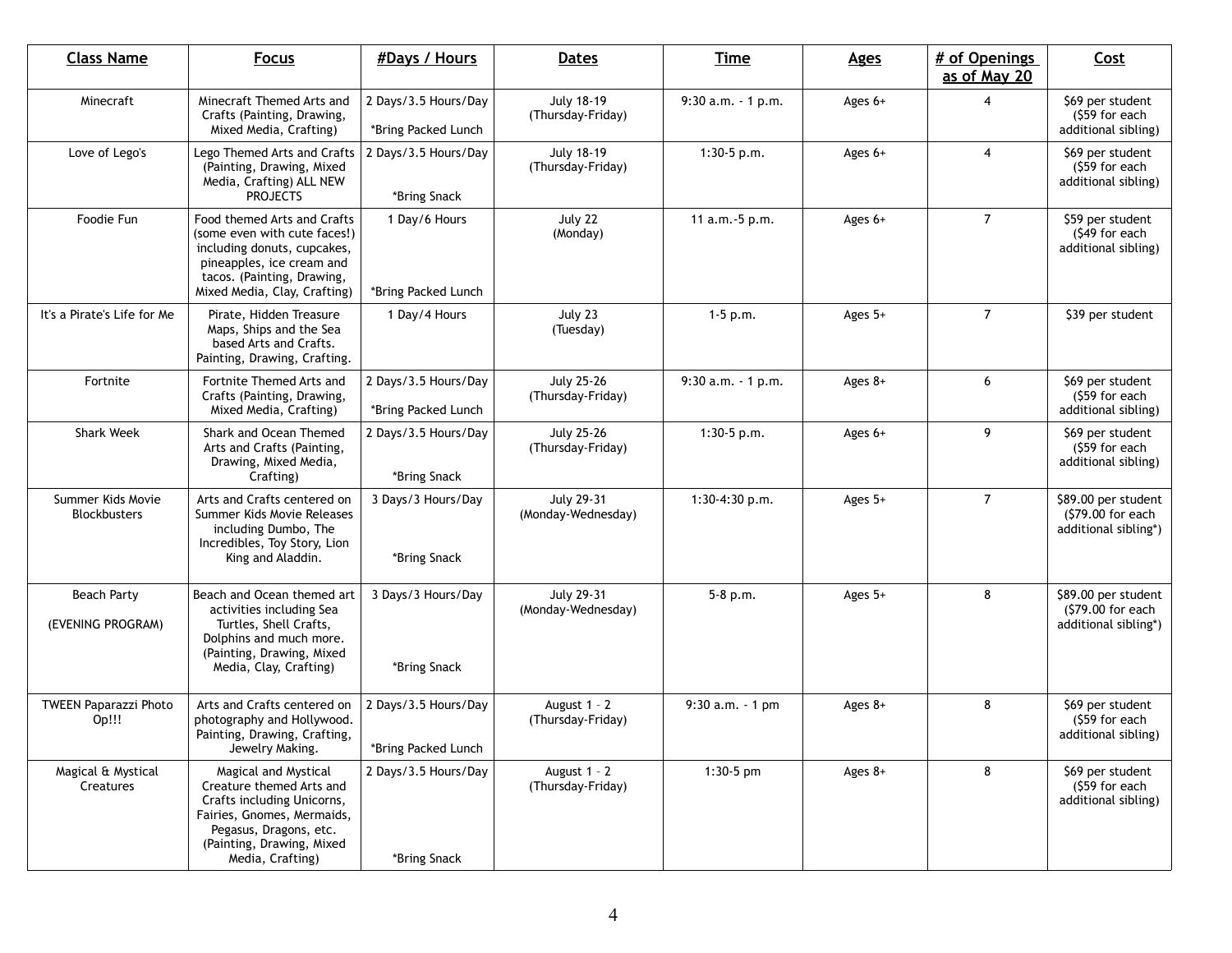| Class Name | Focus | #Days / Hours | Dates | Time | Ages | # of Openings as of May 20 | Cost |
|---|---|---|---|---|---|---|---|
| Minecraft | Minecraft Themed Arts and Crafts (Painting, Drawing, Mixed Media, Crafting) | 2 Days/3.5 Hours/Day *Bring Packed Lunch | July 18-19 (Thursday-Friday) | 9:30 a.m. - 1 p.m. | Ages 6+ | 4 | $69 per student ($59 for each additional sibling) |
| Love of Lego's | Lego Themed Arts and Crafts (Painting, Drawing, Mixed Media, Crafting) ALL NEW PROJECTS | 2 Days/3.5 Hours/Day *Bring Snack | July 18-19 (Thursday-Friday) | 1:30-5 p.m. | Ages 6+ | 4 | $69 per student ($59 for each additional sibling) |
| Foodie Fun | Food themed Arts and Crafts (some even with cute faces!) including donuts, cupcakes, pineapples, ice cream and tacos. (Painting, Drawing, Mixed Media, Clay, Crafting) | 1 Day/6 Hours *Bring Packed Lunch | July 22 (Monday) | 11 a.m.-5 p.m. | Ages 6+ | 7 | $59 per student ($49 for each additional sibling) |
| It's a Pirate's Life for Me | Pirate, Hidden Treasure Maps, Ships and the Sea based Arts and Crafts. Painting, Drawing, Crafting. | 1 Day/4 Hours | July 23 (Tuesday) | 1-5 p.m. | Ages 5+ | 7 | $39 per student |
| Fortnite | Fortnite Themed Arts and Crafts (Painting, Drawing, Mixed Media, Crafting) | 2 Days/3.5 Hours/Day *Bring Packed Lunch | July 25-26 (Thursday-Friday) | 9:30 a.m. - 1 p.m. | Ages 8+ | 6 | $69 per student ($59 for each additional sibling) |
| Shark Week | Shark and Ocean Themed Arts and Crafts (Painting, Drawing, Mixed Media, Crafting) | 2 Days/3.5 Hours/Day *Bring Snack | July 25-26 (Thursday-Friday) | 1:30-5 p.m. | Ages 6+ | 9 | $69 per student ($59 for each additional sibling) |
| Summer Kids Movie Blockbusters | Arts and Crafts centered on Summer Kids Movie Releases including Dumbo, The Incredibles, Toy Story, Lion King and Aladdin. | 3 Days/3 Hours/Day *Bring Snack | July 29-31 (Monday-Wednesday) | 1:30-4:30 p.m. | Ages 5+ | 7 | $89.00 per student ($79.00 for each additional sibling*) |
| Beach Party (EVENING PROGRAM) | Beach and Ocean themed art activities including Sea Turtles, Shell Crafts, Dolphins and much more. (Painting, Drawing, Mixed Media, Clay, Crafting) | 3 Days/3 Hours/Day *Bring Snack | July 29-31 (Monday-Wednesday) | 5-8 p.m. | Ages 5+ | 8 | $89.00 per student ($79.00 for each additional sibling*) |
| TWEEN Paparazzi Photo Op!!! | Arts and Crafts centered on photography and Hollywood. Painting, Drawing, Crafting, Jewelry Making. | 2 Days/3.5 Hours/Day *Bring Packed Lunch | August 1 – 2 (Thursday-Friday) | 9:30 a.m. - 1 pm | Ages 8+ | 8 | $69 per student ($59 for each additional sibling) |
| Magical & Mystical Creatures | Magical and Mystical Creature themed Arts and Crafts including Unicorns, Fairies, Gnomes, Mermaids, Pegasus, Dragons, etc. (Painting, Drawing, Mixed Media, Crafting) | 2 Days/3.5 Hours/Day *Bring Snack | August 1 – 2 (Thursday-Friday) | 1:30-5 pm | Ages 8+ | 8 | $69 per student ($59 for each additional sibling) |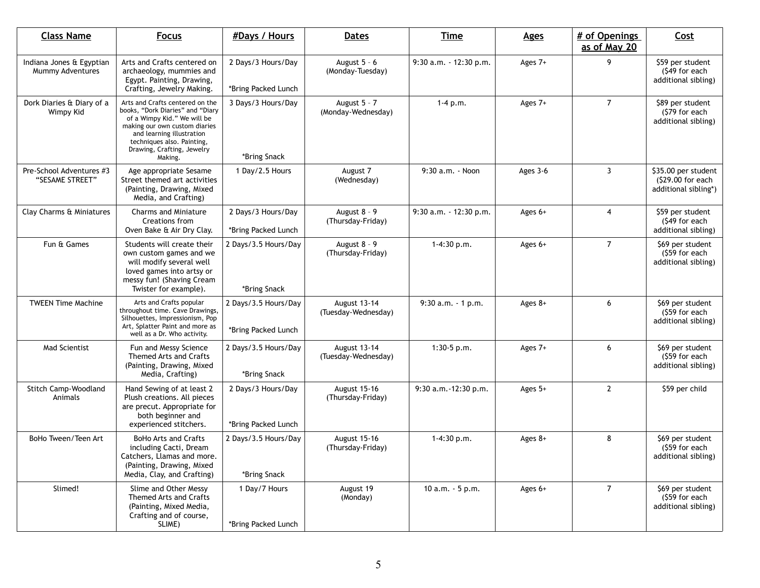| Class Name | Focus | #Days / Hours | Dates | Time | Ages | # of Openings as of May 20 | Cost |
|---|---|---|---|---|---|---|---|
| Indiana Jones & Egyptian Mummy Adventures | Arts and Crafts centered on archaeology, mummies and Egypt. Painting, Drawing, Crafting, Jewelry Making. | 2 Days/3 Hours/Day *Bring Packed Lunch | August 5 – 6 (Monday-Tuesday) | 9:30 a.m. - 12:30 p.m. | Ages 7+ | 9 | $59 per student ($49 for each additional sibling) |
| Dork Diaries & Diary of a Wimpy Kid | Arts and Crafts centered on the books, "Dork Diaries" and "Diary of a Wimpy Kid." We will be making our own custom diaries and learning illustration techniques also. Painting, Drawing, Crafting, Jewelry Making. | 3 Days/3 Hours/Day *Bring Snack | August 5 – 7 (Monday-Wednesday) | 1-4 p.m. | Ages 7+ | 7 | $89 per student ($79 for each additional sibling) |
| Pre-School Adventures #3 "SESAME STREET" | Age appropriate Sesame Street themed art activities (Painting, Drawing, Mixed Media, and Crafting) | 1 Day/2.5 Hours | August 7 (Wednesday) | 9:30 a.m. - Noon | Ages 3-6 | 3 | $35.00 per student ($29.00 for each additional sibling*) |
| Clay Charms & Miniatures | Charms and Miniature Creations from Oven Bake & Air Dry Clay. | 2 Days/3 Hours/Day *Bring Packed Lunch | August 8 – 9 (Thursday-Friday) | 9:30 a.m. - 12:30 p.m. | Ages 6+ | 4 | $59 per student ($49 for each additional sibling) |
| Fun & Games | Students will create their own custom games and we will modify several well loved games into artsy or messy fun! (Shaving Cream Twister for example). | 2 Days/3.5 Hours/Day *Bring Snack | August 8 – 9 (Thursday-Friday) | 1-4:30 p.m. | Ages 6+ | 7 | $69 per student ($59 for each additional sibling) |
| TWEEN Time Machine | Arts and Crafts popular throughout time. Cave Drawings, Silhouettes, Impressionism, Pop Art, Splatter Paint and more as well as a Dr. Who activity. | 2 Days/3.5 Hours/Day *Bring Packed Lunch | August 13-14 (Tuesday-Wednesday) | 9:30 a.m. - 1 p.m. | Ages 8+ | 6 | $69 per student ($59 for each additional sibling) |
| Mad Scientist | Fun and Messy Science Themed Arts and Crafts (Painting, Drawing, Mixed Media, Crafting) | 2 Days/3.5 Hours/Day *Bring Snack | August 13-14 (Tuesday-Wednesday) | 1:30-5 p.m. | Ages 7+ | 6 | $69 per student ($59 for each additional sibling) |
| Stitch Camp-Woodland Animals | Hand Sewing of at least 2 Plush creations. All pieces are precut. Appropriate for both beginner and experienced stitchers. | 2 Days/3 Hours/Day *Bring Packed Lunch | August 15-16 (Thursday-Friday) | 9:30 a.m.-12:30 p.m. | Ages 5+ | 2 | $59 per child |
| BoHo Tween/Teen Art | BoHo Arts and Crafts including Cacti, Dream Catchers, Llamas and more. (Painting, Drawing, Mixed Media, Clay, and Crafting) | 2 Days/3.5 Hours/Day *Bring Snack | August 15-16 (Thursday-Friday) | 1-4:30 p.m. | Ages 8+ | 8 | $69 per student ($59 for each additional sibling) |
| Slimed! | Slime and Other Messy Themed Arts and Crafts (Painting, Mixed Media, Crafting and of course, SLIME) | 1 Day/7 Hours *Bring Packed Lunch | August 19 (Monday) | 10 a.m. - 5 p.m. | Ages 6+ | 7 | $69 per student ($59 for each additional sibling) |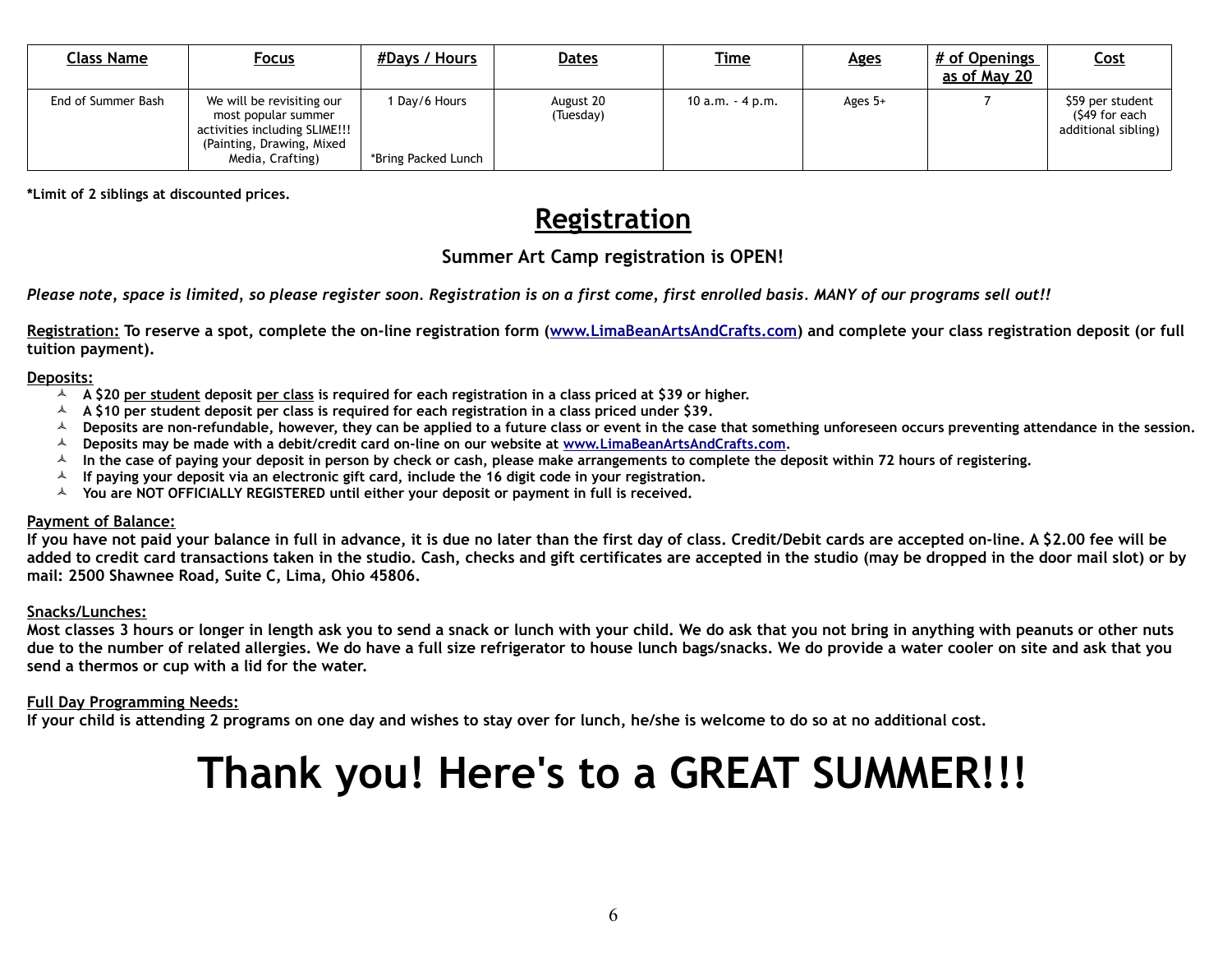| Class Name | Focus | #Days / Hours | Dates | Time | Ages | # of Openings as of May 20 | Cost |
|---|---|---|---|---|---|---|---|
| End of Summer Bash | We will be revisiting our most popular summer activities including SLIME!!! (Painting, Drawing, Mixed Media, Crafting) | 1 Day/6 Hours<br><br>*Bring Packed Lunch | August 20 (Tuesday) | 10 a.m. - 4 p.m. | Ages 5+ | 7 | $59 per student ($49 for each additional sibling) |

**\*Limit of 2 siblings at discounted prices.**

# Registration

**Summer Art Camp registration is OPEN!**

***Please note, space is limited, so please register soon. Registration is on a first come, first enrolled basis. MANY of our programs sell out!!***

**Registration: To reserve a spot, complete the on-line registration form (www.LimaBeanArtsAndCrafts.com) and complete your class registration deposit (or full tuition payment).**

**Deposits:**

- **A $20 per student deposit per class is required for each registration in a class priced at $39 or higher.**
- **A $10 per student deposit per class is required for each registration in a class priced under $39.**
- **Deposits are non-refundable, however, they can be applied to a future class or event in the case that something unforeseen occurs preventing attendance in the session.**
- **Deposits may be made with a debit/credit card on-line on our website at www.LimaBeanArtsAndCrafts.com.**
- **In the case of paying your deposit in person by check or cash, please make arrangements to complete the deposit within 72 hours of registering.**
- **If paying your deposit via an electronic gift card, include the 16 digit code in your registration.**
- **You are NOT OFFICIALLY REGISTERED until either your deposit or payment in full is received.**

**Payment of Balance:**

**If you have not paid your balance in full in advance, it is due no later than the first day of class. Credit/Debit cards are accepted on-line. A $2.00 fee will be added to credit card transactions taken in the studio. Cash, checks and gift certificates are accepted in the studio (may be dropped in the door mail slot) or by mail: 2500 Shawnee Road, Suite C, Lima, Ohio 45806.**

**Snacks/Lunches:**

**Most classes 3 hours or longer in length ask you to send a snack or lunch with your child. We do ask that you not bring in anything with peanuts or other nuts due to the number of related allergies. We do have a full size refrigerator to house lunch bags/snacks. We do provide a water cooler on site and ask that you send a thermos or cup with a lid for the water.**

**Full Day Programming Needs:**

**If your child is attending 2 programs on one day and wishes to stay over for lunch, he/she is welcome to do so at no additional cost.**

# Thank you! Here's to a GREAT SUMMER!!!